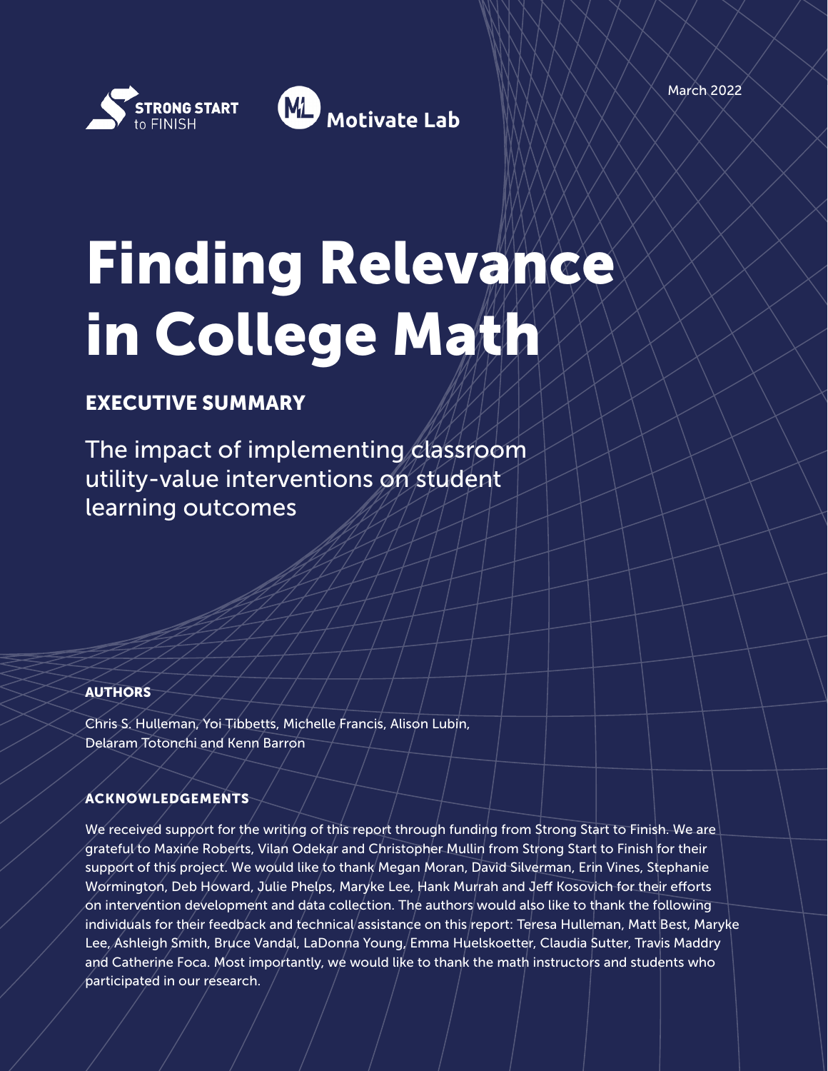STRONG START to FINISH

Motivate Lab

March 2022

# Finding Relevance in College Math

## EXECUTIVE SUMMARY

The impact of implementing classroom utility-value interventions on student learning outcomes

### AUTHORS

Chris S. Hulleman, Yoi Tibbetts, Michelle Francis, Alison Lubin, Delaram Totonchi and Kenn Barron

### ACKNOWLEDGEMENTS

We received support for the writing of this report through funding from Strong Start to Finish. We are grateful to Maxine Roberts, Vilan Odekar and Christopher Mullin from Strong Start to Finish for their support of this project. We would like to thank Megan Moran, David Silverman, Erin Vines, Stephanie Wormington, Deb Howard, Julie Phelps, Maryke Lee, Hank Murrah and Jeff Kosovich for their efforts on intervention development and data collection. The authors would also like to thank the following individuals for their feedback and technical assistance on this report: Teresa Hulleman, Matt Best, Maryke Lee, Ashleigh Smith, Bruce Vandal, LaDonna Young, Emma Huelskoetter, Claudia Sutter, Travis Maddry and Catherine Foca. Most importantly, we would like to thank the math instructors and students who participated in our research.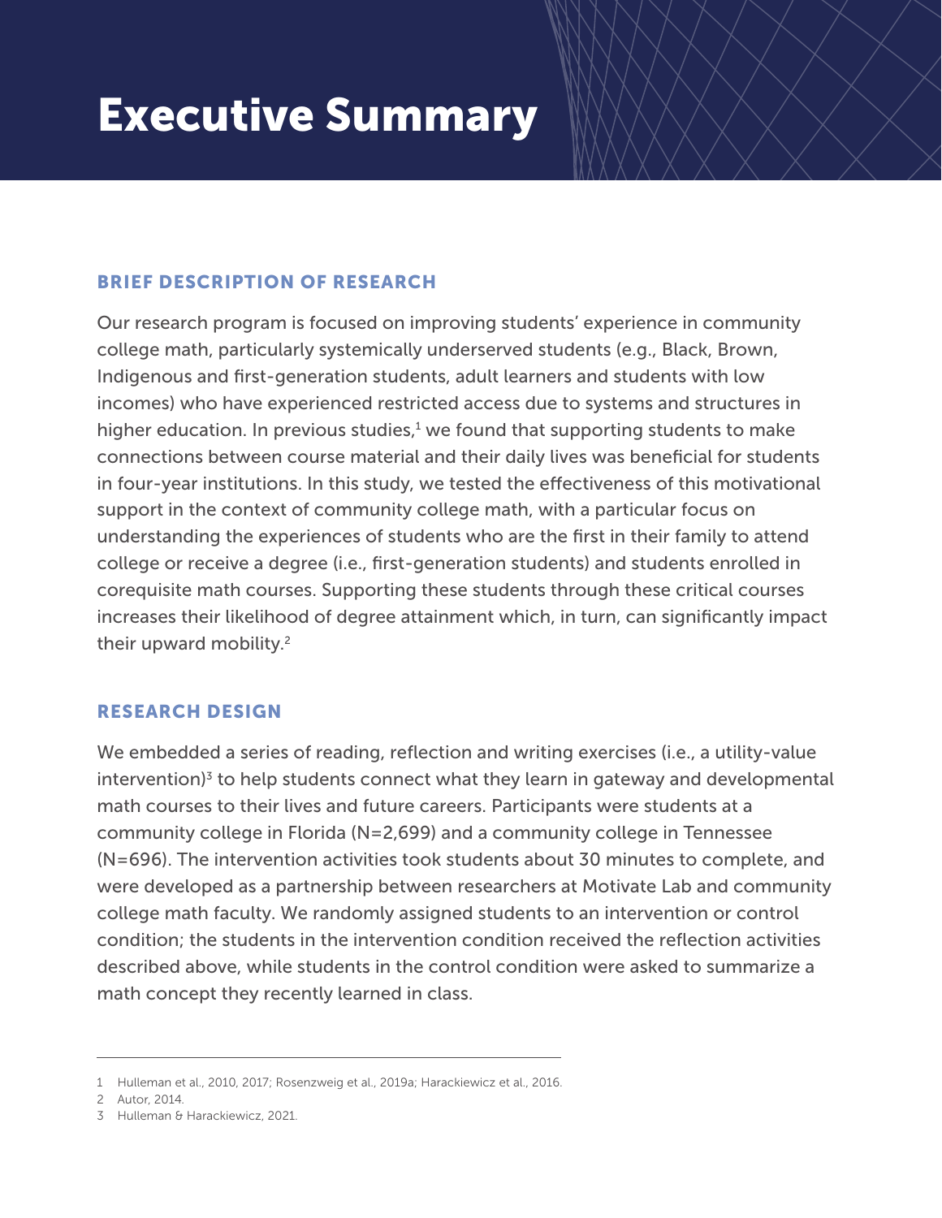# Executive Summary

## BRIEF DESCRIPTION OF RESEARCH

Our research program is focused on improving students' experience in community college math, particularly systemically underserved students (e.g., Black, Brown, Indigenous and first-generation students, adult learners and students with low incomes) who have experienced restricted access due to systems and structures in higher education. In previous studies,[1] we found that supporting students to make connections between course material and their daily lives was beneficial for students in four-year institutions. In this study, we tested the effectiveness of this motivational support in the context of community college math, with a particular focus on understanding the experiences of students who are the first in their family to attend college or receive a degree (i.e., first-generation students) and students enrolled in corequisite math courses. Supporting these students through these critical courses increases their likelihood of degree attainment which, in turn, can significantly impact their upward mobility.[2]

## RESEARCH DESIGN

We embedded a series of reading, reflection and writing exercises (i.e., a utility-value intervention)[3] to help students connect what they learn in gateway and developmental math courses to their lives and future careers. Participants were students at a community college in Florida (N=2,699) and a community college in Tennessee (N=696). The intervention activities took students about 30 minutes to complete, and were developed as a partnership between researchers at Motivate Lab and community college math faculty. We randomly assigned students to an intervention or control condition; the students in the intervention condition received the reflection activities described above, while students in the control condition were asked to summarize a math concept they recently learned in class.

---

1 Hulleman et al., 2010, 2017; Rosenzweig et al., 2019a; Harackiewicz et al., 2016.

2 Autor, 2014.

3 Hulleman & Harackiewicz, 2021.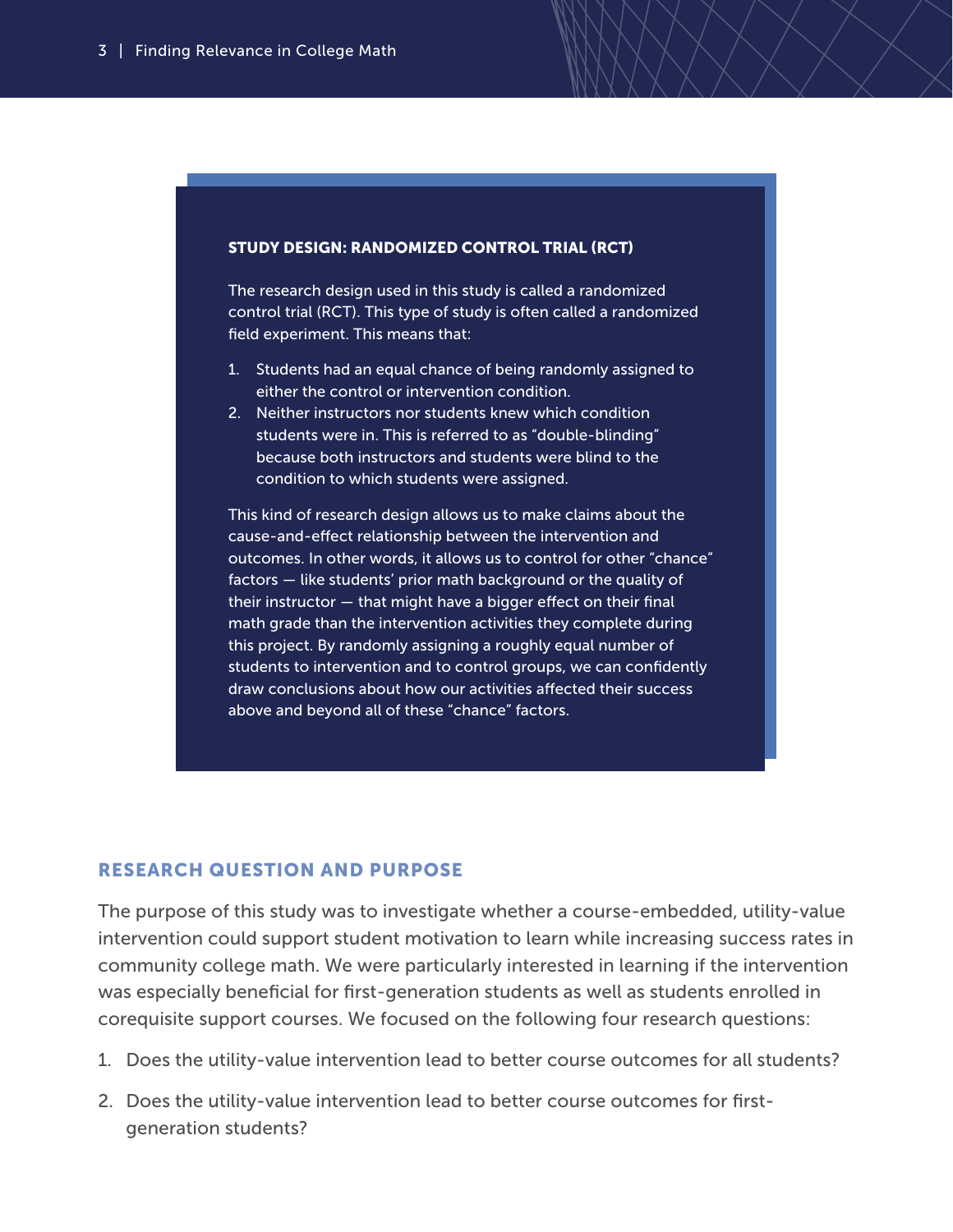### STUDY DESIGN: RANDOMIZED CONTROL TRIAL (RCT)

The research design used in this study is called a randomized control trial (RCT). This type of study is often called a randomized field experiment. This means that:

1. Students had an equal chance of being randomly assigned to either the control or intervention condition.
2. Neither instructors nor students knew which condition students were in. This is referred to as "double-blinding" because both instructors and students were blind to the condition to which students were assigned.

This kind of research design allows us to make claims about the cause-and-effect relationship between the intervention and outcomes. In other words, it allows us to control for other "chance" factors — like students' prior math background or the quality of their instructor — that might have a bigger effect on their final math grade than the intervention activities they complete during this project. By randomly assigning a roughly equal number of students to intervention and to control groups, we can confidently draw conclusions about how our activities affected their success above and beyond all of these "chance" factors.

## RESEARCH QUESTION AND PURPOSE

The purpose of this study was to investigate whether a course-embedded, utility-value intervention could support student motivation to learn while increasing success rates in community college math. We were particularly interested in learning if the intervention was especially beneficial for first-generation students as well as students enrolled in corequisite support courses. We focused on the following four research questions:

1. Does the utility-value intervention lead to better course outcomes for all students?
2. Does the utility-value intervention lead to better course outcomes for first-generation students?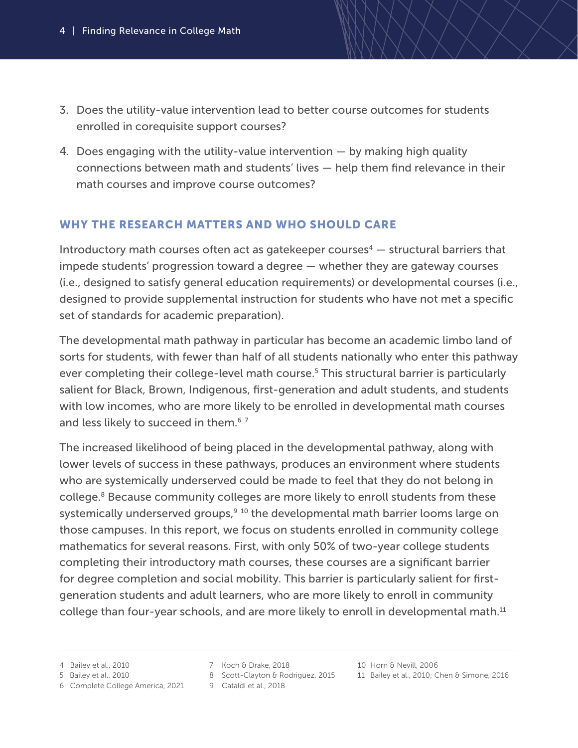3. Does the utility-value intervention lead to better course outcomes for students enrolled in corequisite support courses?
4. Does engaging with the utility-value intervention — by making high quality connections between math and students' lives — help them find relevance in their math courses and improve course outcomes?

## WHY THE RESEARCH MATTERS AND WHO SHOULD CARE

Introductory math courses often act as gatekeeper courses[4] — structural barriers that impede students' progression toward a degree — whether they are gateway courses (i.e., designed to satisfy general education requirements) or developmental courses (i.e., designed to provide supplemental instruction for students who have not met a specific set of standards for academic preparation).

The developmental math pathway in particular has become an academic limbo land of sorts for students, with fewer than half of all students nationally who enter this pathway ever completing their college-level math course.[5] This structural barrier is particularly salient for Black, Brown, Indigenous, first-generation and adult students, and students with low incomes, who are more likely to be enrolled in developmental math courses and less likely to succeed in them.[6] [7]

The increased likelihood of being placed in the developmental pathway, along with lower levels of success in these pathways, produces an environment where students who are systemically underserved could be made to feel that they do not belong in college.[8] Because community colleges are more likely to enroll students from these systemically underserved groups,[9] [10] the developmental math barrier looms large on those campuses. In this report, we focus on students enrolled in community college mathematics for several reasons. First, with only 50% of two-year college students completing their introductory math courses, these courses are a significant barrier for degree completion and social mobility. This barrier is particularly salient for first-generation students and adult learners, who are more likely to enroll in community college than four-year schools, and are more likely to enroll in developmental math.[11]

---

4 Bailey et al., 2010
5 Bailey et al., 2010
6 Complete College America, 2021
7 Koch & Drake, 2018
8 Scott-Clayton & Rodriguez, 2015
9 Cataldi et al., 2018
10 Horn & Nevill, 2006
11 Bailey et al., 2010; Chen & Simone, 2016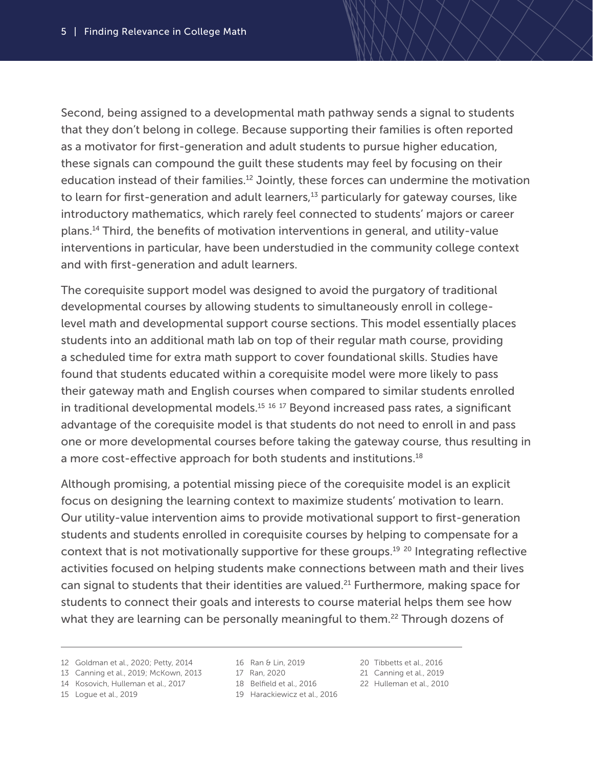Second, being assigned to a developmental math pathway sends a signal to students that they don't belong in college. Because supporting their families is often reported as a motivator for first-generation and adult students to pursue higher education, these signals can compound the guilt these students may feel by focusing on their education instead of their families.[12] Jointly, these forces can undermine the motivation to learn for first-generation and adult learners,[13] particularly for gateway courses, like introductory mathematics, which rarely feel connected to students' majors or career plans.[14] Third, the benefits of motivation interventions in general, and utility-value interventions in particular, have been understudied in the community college context and with first-generation and adult learners.

The corequisite support model was designed to avoid the purgatory of traditional developmental courses by allowing students to simultaneously enroll in college-level math and developmental support course sections. This model essentially places students into an additional math lab on top of their regular math course, providing a scheduled time for extra math support to cover foundational skills. Studies have found that students educated within a corequisite model were more likely to pass their gateway math and English courses when compared to similar students enrolled in traditional developmental models.[15] [16] [17] Beyond increased pass rates, a significant advantage of the corequisite model is that students do not need to enroll in and pass one or more developmental courses before taking the gateway course, thus resulting in a more cost-effective approach for both students and institutions.[18]

Although promising, a potential missing piece of the corequisite model is an explicit focus on designing the learning context to maximize students' motivation to learn. Our utility-value intervention aims to provide motivational support to first-generation students and students enrolled in corequisite courses by helping to compensate for a context that is not motivationally supportive for these groups.[19] [20] Integrating reflective activities focused on helping students make connections between math and their lives can signal to students that their identities are valued.[21] Furthermore, making space for students to connect their goals and interests to course material helps them see how what they are learning can be personally meaningful to them.[22] Through dozens of

---

12 Goldman et al., 2020; Petty, 2014
13 Canning et al., 2019; McKown, 2013
14 Kosovich, Hulleman et al., 2017
15 Logue et al., 2019
16 Ran & Lin, 2019
17 Ran, 2020
18 Belfield et al., 2016
19 Harackiewicz et al., 2016
20 Tibbetts et al., 2016
21 Canning et al., 2019
22 Hulleman et al., 2010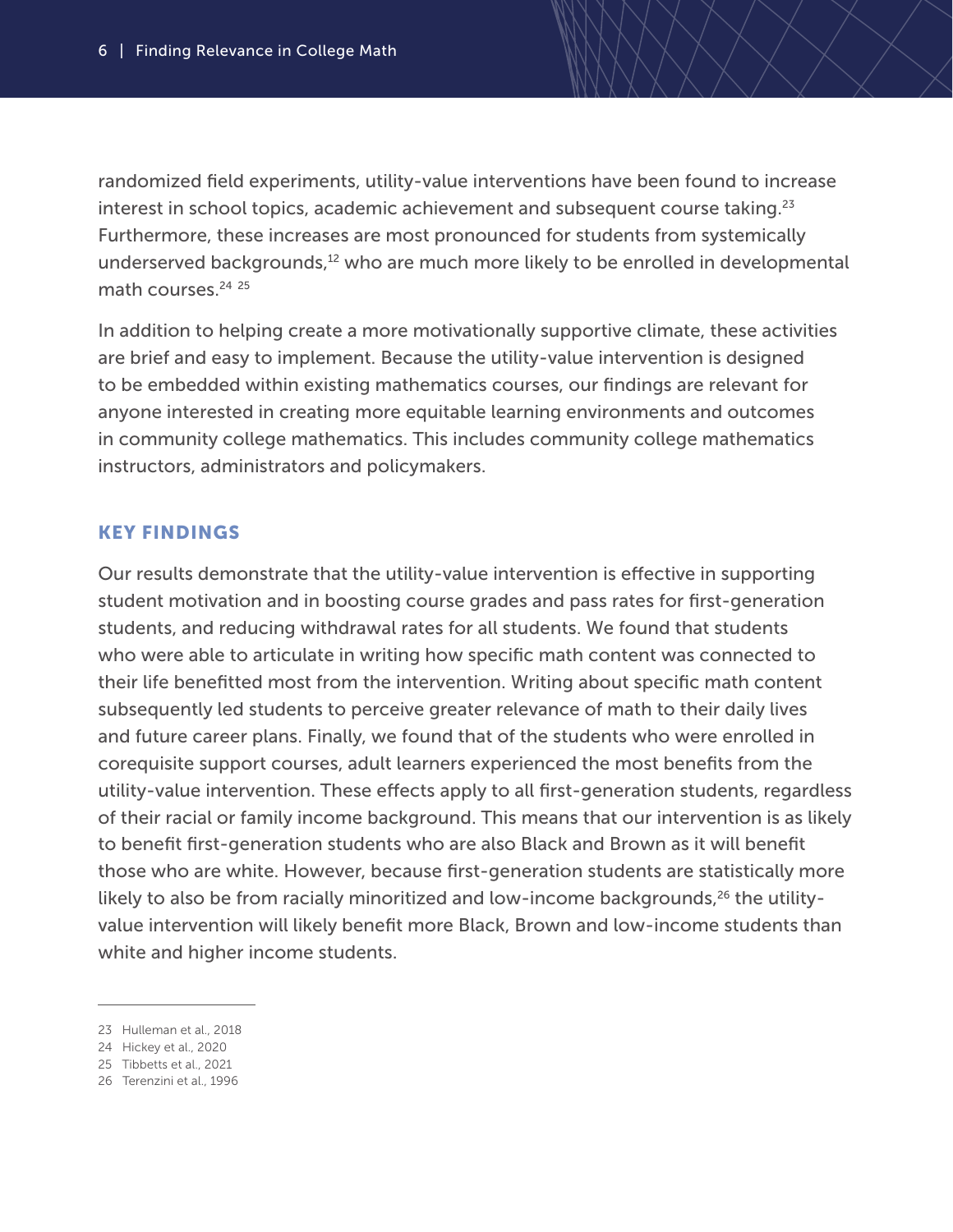randomized field experiments, utility-value interventions have been found to increase interest in school topics, academic achievement and subsequent course taking.[23] Furthermore, these increases are most pronounced for students from systemically underserved backgrounds,[12] who are much more likely to be enrolled in developmental math courses.[24 25]

In addition to helping create a more motivationally supportive climate, these activities are brief and easy to implement. Because the utility-value intervention is designed to be embedded within existing mathematics courses, our findings are relevant for anyone interested in creating more equitable learning environments and outcomes in community college mathematics. This includes community college mathematics instructors, administrators and policymakers.

## KEY FINDINGS

Our results demonstrate that the utility-value intervention is effective in supporting student motivation and in boosting course grades and pass rates for first-generation students, and reducing withdrawal rates for all students. We found that students who were able to articulate in writing how specific math content was connected to their life benefitted most from the intervention. Writing about specific math content subsequently led students to perceive greater relevance of math to their daily lives and future career plans. Finally, we found that of the students who were enrolled in corequisite support courses, adult learners experienced the most benefits from the utility-value intervention. These effects apply to all first-generation students, regardless of their racial or family income background. This means that our intervention is as likely to benefit first-generation students who are also Black and Brown as it will benefit those who are white. However, because first-generation students are statistically more likely to also be from racially minoritized and low-income backgrounds,[26] the utility-value intervention will likely benefit more Black, Brown and low-income students than white and higher income students.

---

23 Hulleman et al., 2018

24 Hickey et al., 2020

25 Tibbetts et al., 2021

26 Terenzini et al., 1996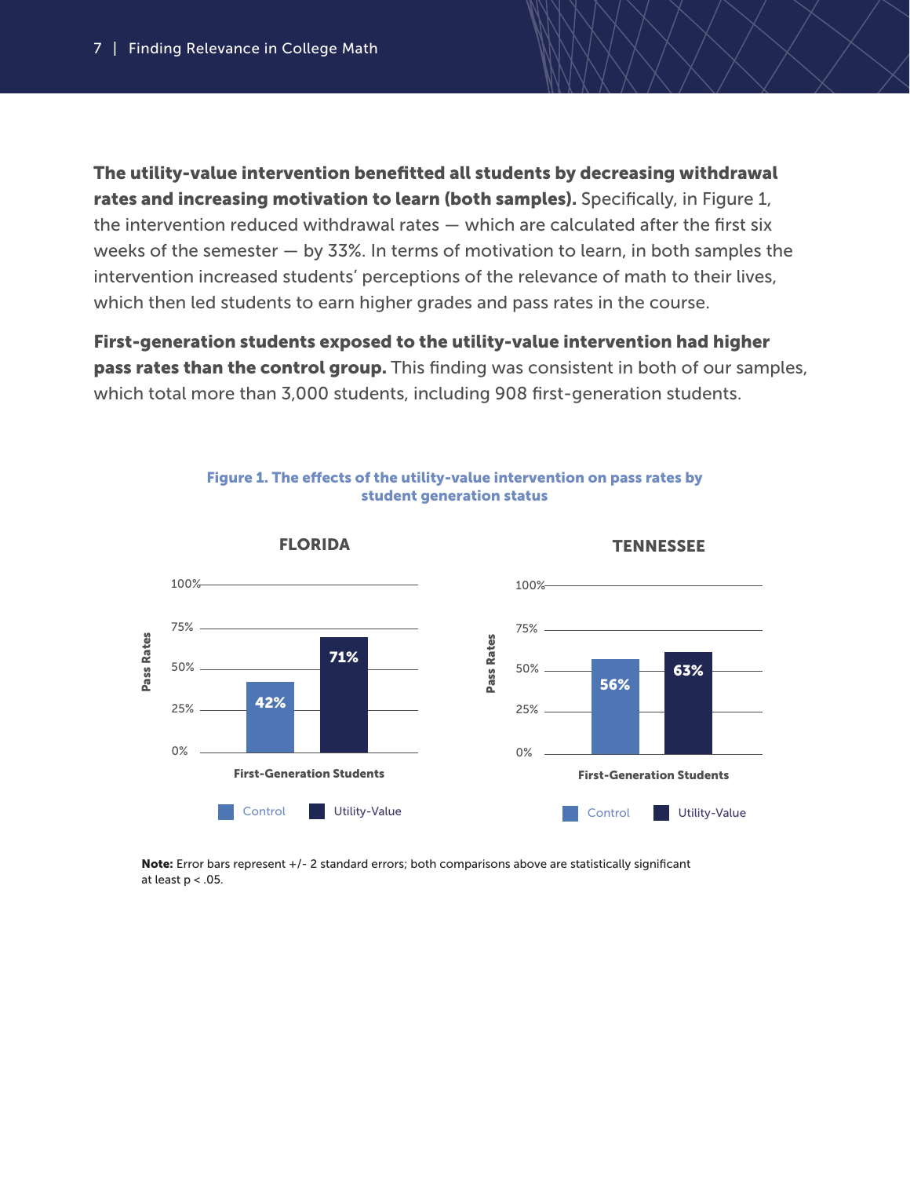**The utility-value intervention benefitted all students by decreasing withdrawal rates and increasing motivation to learn (both samples).** Specifically, in Figure 1, the intervention reduced withdrawal rates — which are calculated after the first six weeks of the semester — by 33%. In terms of motivation to learn, in both samples the intervention increased students' perceptions of the relevance of math to their lives, which then led students to earn higher grades and pass rates in the course.

**First-generation students exposed to the utility-value intervention had higher pass rates than the control group.** This finding was consistent in both of our samples, which total more than 3,000 students, including 908 first-generation students.

**Figure 1. The effects of the utility-value intervention on pass rates by student generation status**

| Pass Rates (First-Generation Students) | Control | Utility-Value |
| --- | --- | --- |
| FLORIDA | 42% | 71% |
| TENNESSEE | 56% | 63% |

**Note:** Error bars represent +/- 2 standard errors; both comparisons above are statistically significant at least $p < .05$.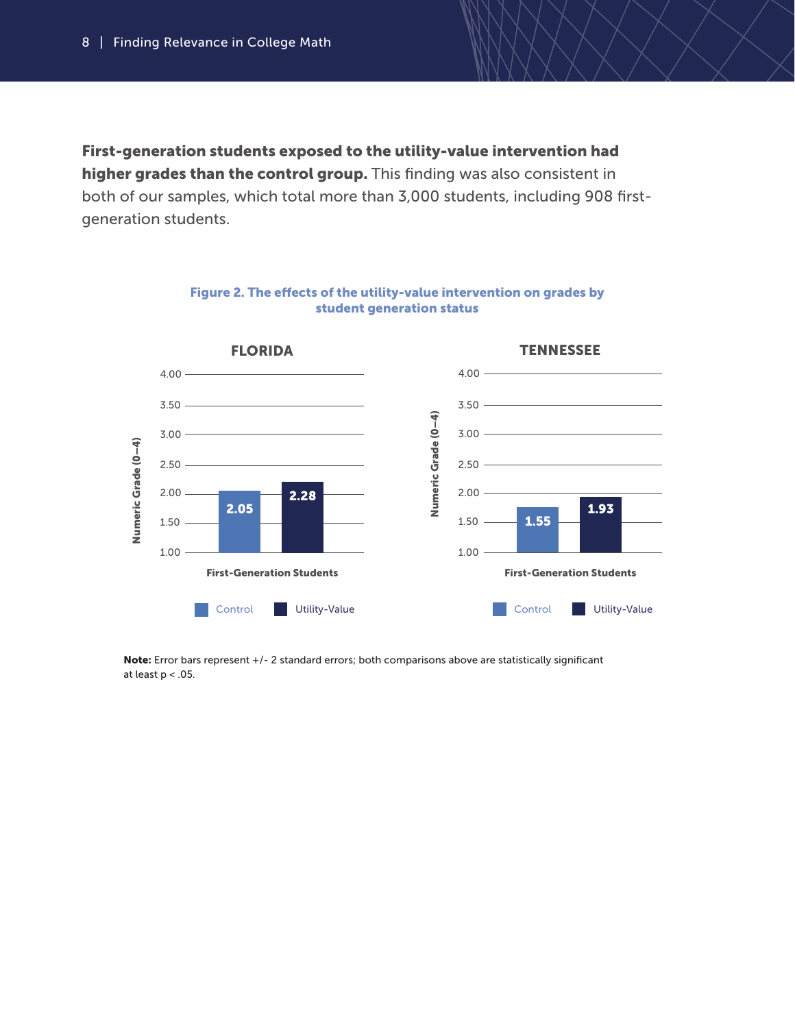**First-generation students exposed to the utility-value intervention had higher grades than the control group.** This finding was also consistent in both of our samples, which total more than 3,000 students, including 908 first-generation students.

**Figure 2. The effects of the utility-value intervention on grades by student generation status**

**FLORIDA**

| First-Generation Students | Numeric Grade (0–4) |
| --- | --- |
| Control | 2.05 |
| Utility-Value | 2.28 |

**TENNESSEE**

| First-Generation Students | Numeric Grade (0–4) |
| --- | --- |
| Control | 1.55 |
| Utility-Value | 1.93 |

**Note:** Error bars represent +/- 2 standard errors; both comparisons above are statistically significant at least $p < .05$.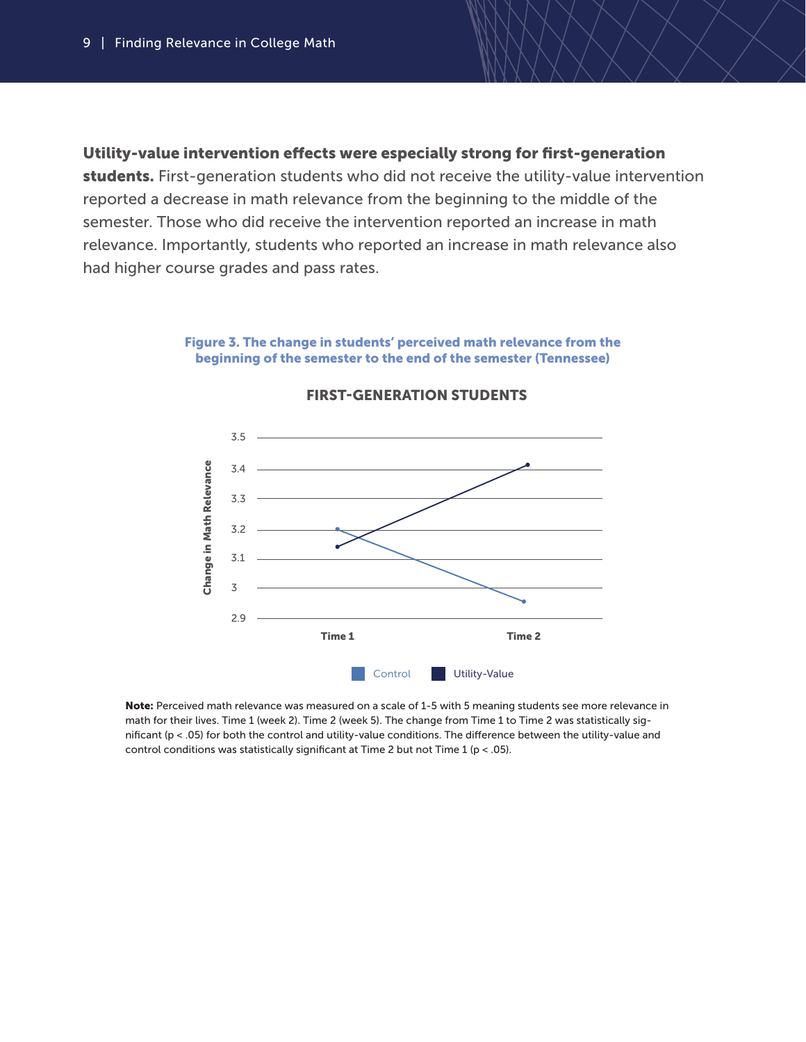**Utility-value intervention effects were especially strong for first-generation students.** First-generation students who did not receive the utility-value intervention reported a decrease in math relevance from the beginning to the middle of the semester. Those who did receive the intervention reported an increase in math relevance. Importantly, students who reported an increase in math relevance also had higher course grades and pass rates.

**Figure 3. The change in students' perceived math relevance from the beginning of the semester to the end of the semester (Tennessee)**

**FIRST-GENERATION STUDENTS**

**Note:** Perceived math relevance was measured on a scale of 1-5 with 5 meaning students see more relevance in math for their lives. Time 1 (week 2). Time 2 (week 5). The change from Time 1 to Time 2 was statistically significant ($p < .05$) for both the control and utility-value conditions. The difference between the utility-value and control conditions was statistically significant at Time 2 but not Time 1 ($p < .05$).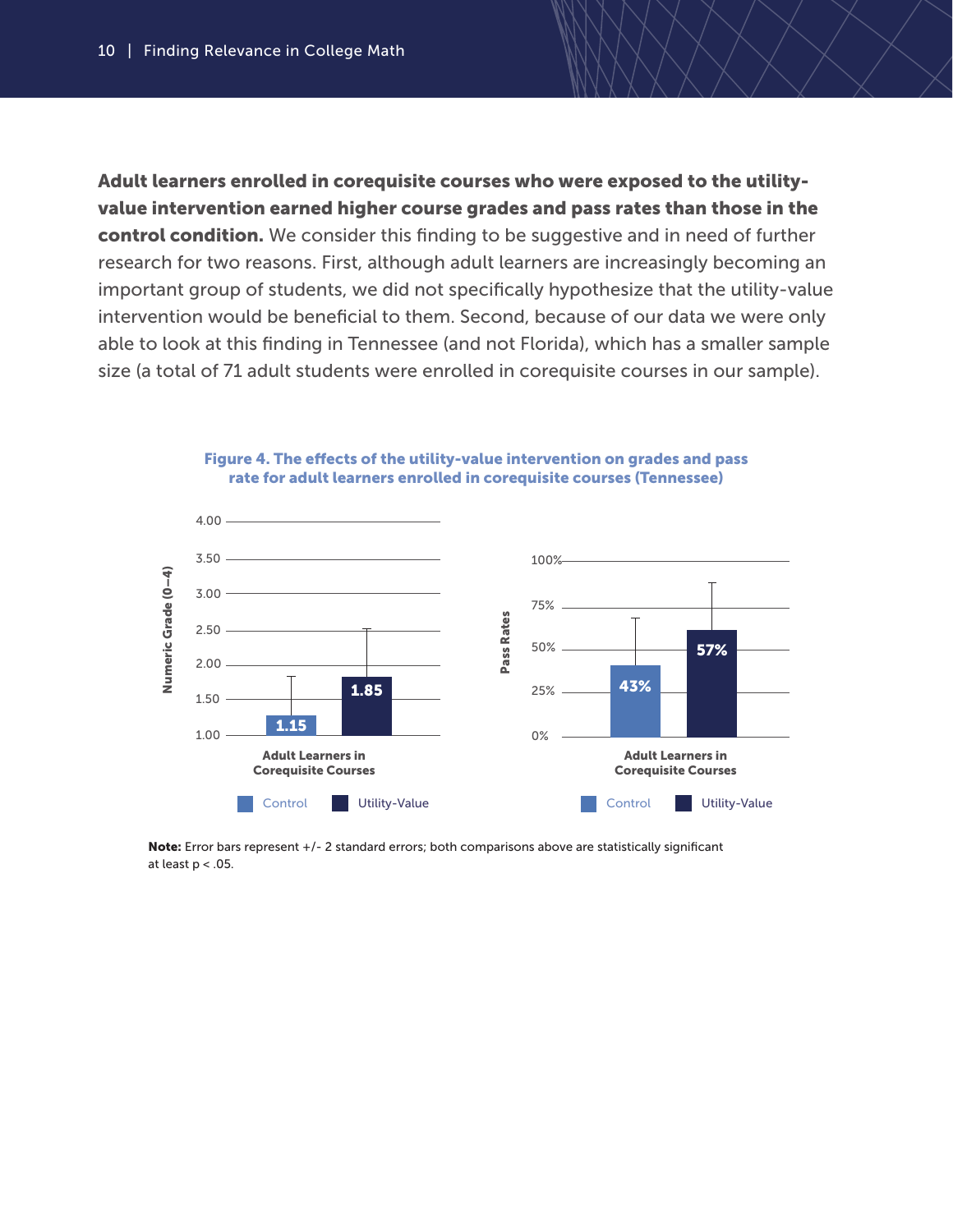**Adult learners enrolled in corequisite courses who were exposed to the utility-value intervention earned higher course grades and pass rates than those in the control condition.** We consider this finding to be suggestive and in need of further research for two reasons. First, although adult learners are increasingly becoming an important group of students, we did not specifically hypothesize that the utility-value intervention would be beneficial to them. Second, because of our data we were only able to look at this finding in Tennessee (and not Florida), which has a smaller sample size (a total of 71 adult students were enrolled in corequisite courses in our sample).

**Figure 4. The effects of the utility-value intervention on grades and pass rate for adult learners enrolled in corequisite courses (Tennessee)**

| Adult Learners in Corequisite Courses | Control | Utility-Value |
|---|---|---|
| Numeric Grade (0–4) | 1.15 | 1.85 |
| Pass Rates | 43% | 57% |

**Note:** Error bars represent +/- 2 standard errors; both comparisons above are statistically significant at least $p < .05$.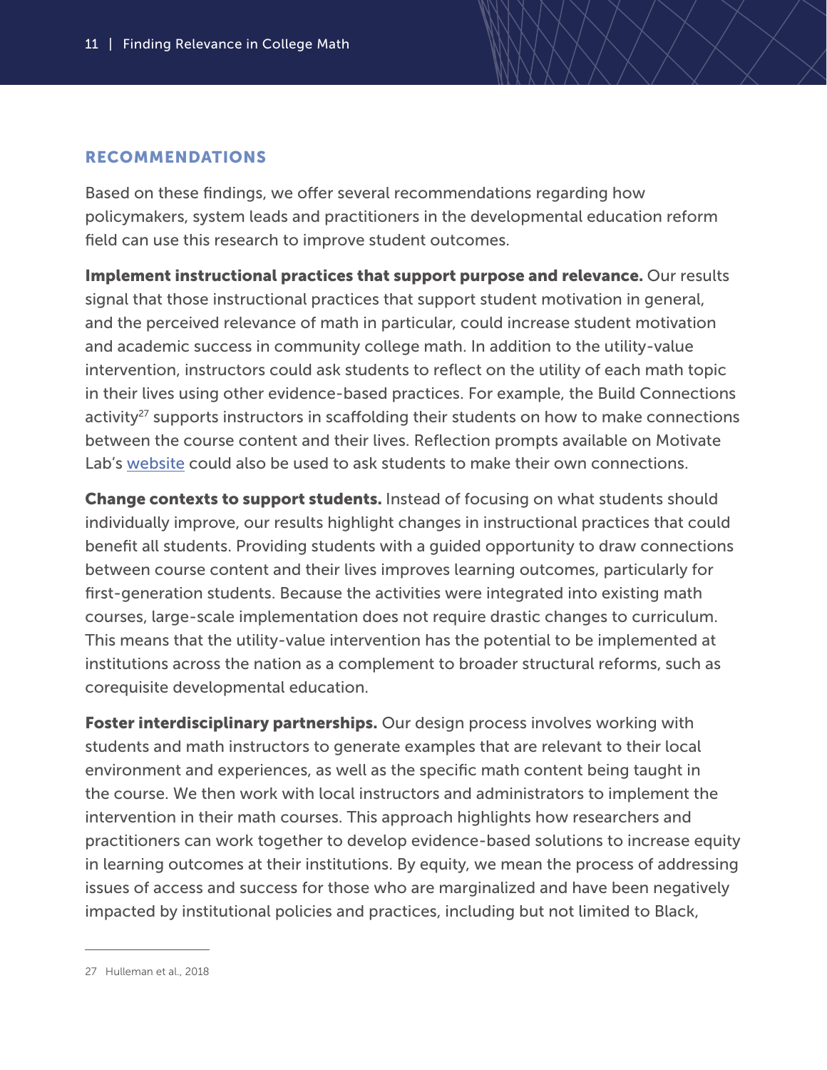## RECOMMENDATIONS

Based on these findings, we offer several recommendations regarding how policymakers, system leads and practitioners in the developmental education reform field can use this research to improve student outcomes.

**Implement instructional practices that support purpose and relevance.** Our results signal that those instructional practices that support student motivation in general, and the perceived relevance of math in particular, could increase student motivation and academic success in community college math. In addition to the utility-value intervention, instructors could ask students to reflect on the utility of each math topic in their lives using other evidence-based practices. For example, the Build Connections activity[27] supports instructors in scaffolding their students on how to make connections between the course content and their lives. Reflection prompts available on Motivate Lab's website could also be used to ask students to make their own connections.

**Change contexts to support students.** Instead of focusing on what students should individually improve, our results highlight changes in instructional practices that could benefit all students. Providing students with a guided opportunity to draw connections between course content and their lives improves learning outcomes, particularly for first-generation students. Because the activities were integrated into existing math courses, large-scale implementation does not require drastic changes to curriculum. This means that the utility-value intervention has the potential to be implemented at institutions across the nation as a complement to broader structural reforms, such as corequisite developmental education.

**Foster interdisciplinary partnerships.** Our design process involves working with students and math instructors to generate examples that are relevant to their local environment and experiences, as well as the specific math content being taught in the course. We then work with local instructors and administrators to implement the intervention in their math courses. This approach highlights how researchers and practitioners can work together to develop evidence-based solutions to increase equity in learning outcomes at their institutions. By equity, we mean the process of addressing issues of access and success for those who are marginalized and have been negatively impacted by institutional policies and practices, including but not limited to Black,

---

27 Hulleman et al., 2018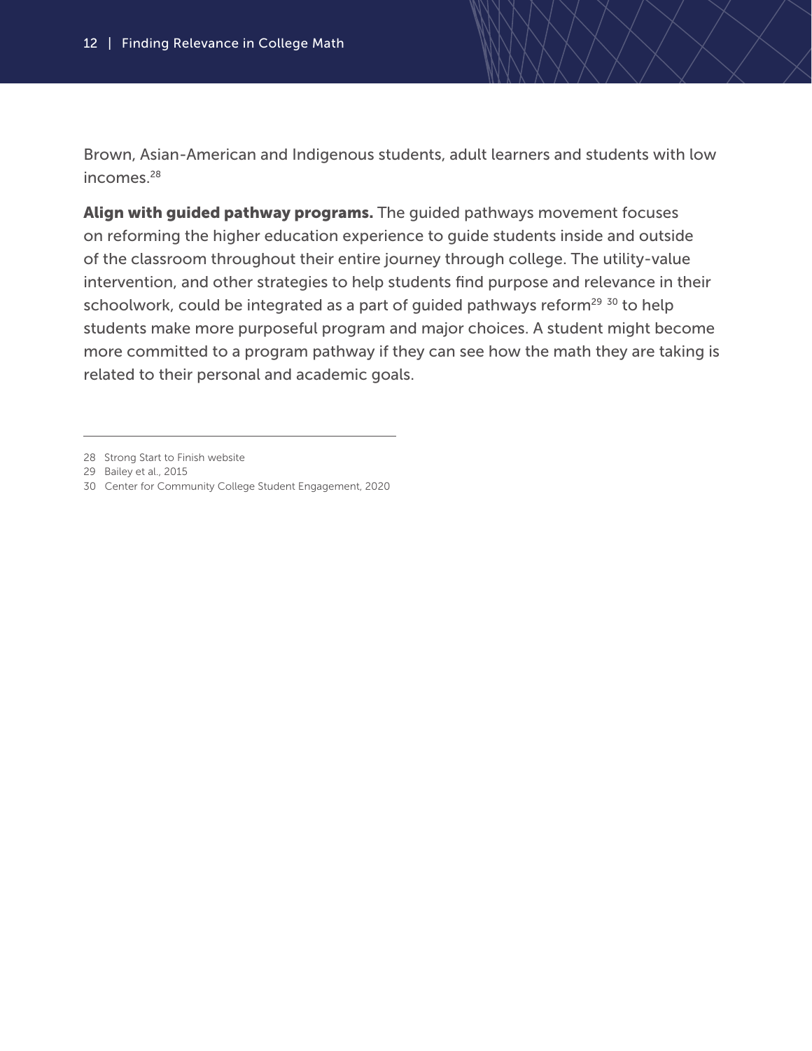Brown, Asian-American and Indigenous students, adult learners and students with low incomes.[28]

**Align with guided pathway programs.** The guided pathways movement focuses on reforming the higher education experience to guide students inside and outside of the classroom throughout their entire journey through college. The utility-value intervention, and other strategies to help students find purpose and relevance in their schoolwork, could be integrated as a part of guided pathways reform[29] [30] to help students make more purposeful program and major choices. A student might become more committed to a program pathway if they can see how the math they are taking is related to their personal and academic goals.

---

28 Strong Start to Finish website

29 Bailey et al., 2015

30 Center for Community College Student Engagement, 2020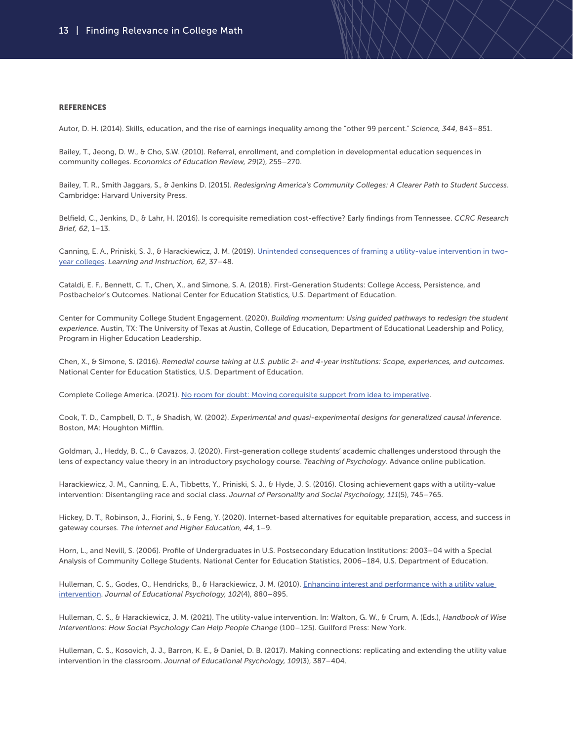**REFERENCES**

Autor, D. H. (2014). Skills, education, and the rise of earnings inequality among the "other 99 percent." *Science, 344*, 843–851.

Bailey, T., Jeong, D. W., & Cho, S.W. (2010). Referral, enrollment, and completion in developmental education sequences in community colleges. *Economics of Education Review, 29*(2), 255–270.

Bailey, T. R., Smith Jaggars, S., & Jenkins D. (2015). *Redesigning America's Community Colleges: A Clearer Path to Student Success*. Cambridge: Harvard University Press.

Belfield, C., Jenkins, D., & Lahr, H. (2016). Is corequisite remediation cost-effective? Early findings from Tennessee. *CCRC Research Brief, 62*, 1–13.

Canning, E. A., Priniski, S. J., & Harackiewicz, J. M. (2019). [Unintended consequences of framing a utility-value intervention in two-year colleges](). *Learning and Instruction, 62*, 37–48.

Cataldi, E. F., Bennett, C. T., Chen, X., and Simone, S. A. (2018). First-Generation Students: College Access, Persistence, and Postbachelor's Outcomes. National Center for Education Statistics, U.S. Department of Education.

Center for Community College Student Engagement. (2020). *Building momentum: Using guided pathways to redesign the student experience*. Austin, TX: The University of Texas at Austin, College of Education, Department of Educational Leadership and Policy, Program in Higher Education Leadership.

Chen, X., & Simone, S. (2016). *Remedial course taking at U.S. public 2- and 4-year institutions: Scope, experiences, and outcomes.* National Center for Education Statistics, U.S. Department of Education.

Complete College America. (2021). [No room for doubt: Moving corequisite support from idea to imperative]().

Cook, T. D., Campbell, D. T., & Shadish, W. (2002). *Experimental and quasi-experimental designs for generalized causal inference.* Boston, MA: Houghton Mifflin.

Goldman, J., Heddy, B. C., & Cavazos, J. (2020). First-generation college students' academic challenges understood through the lens of expectancy value theory in an introductory psychology course. *Teaching of Psychology*. Advance online publication.

Harackiewicz, J. M., Canning, E. A., Tibbetts, Y., Priniski, S. J., & Hyde, J. S. (2016). Closing achievement gaps with a utility-value intervention: Disentangling race and social class. *Journal of Personality and Social Psychology, 111*(5), 745–765.

Hickey, D. T., Robinson, J., Fiorini, S., & Feng, Y. (2020). Internet-based alternatives for equitable preparation, access, and success in gateway courses. *The Internet and Higher Education, 44*, 1–9.

Horn, L., and Nevill, S. (2006). Profile of Undergraduates in U.S. Postsecondary Education Institutions: 2003–04 with a Special Analysis of Community College Students. National Center for Education Statistics, 2006–184, U.S. Department of Education.

Hulleman, C. S., Godes, O., Hendricks, B., & Harackiewicz, J. M. (2010). [Enhancing interest and performance with a utility value intervention](). *Journal of Educational Psychology, 102*(4), 880–895.

Hulleman, C. S., & Harackiewicz, J. M. (2021). The utility-value intervention. In: Walton, G. W., & Crum, A. (Eds.), *Handbook of Wise Interventions: How Social Psychology Can Help People Change* (100–125). Guilford Press: New York.

Hulleman, C. S., Kosovich, J. J., Barron, K. E., & Daniel, D. B. (2017). Making connections: replicating and extending the utility value intervention in the classroom. *Journal of Educational Psychology, 109*(3), 387–404.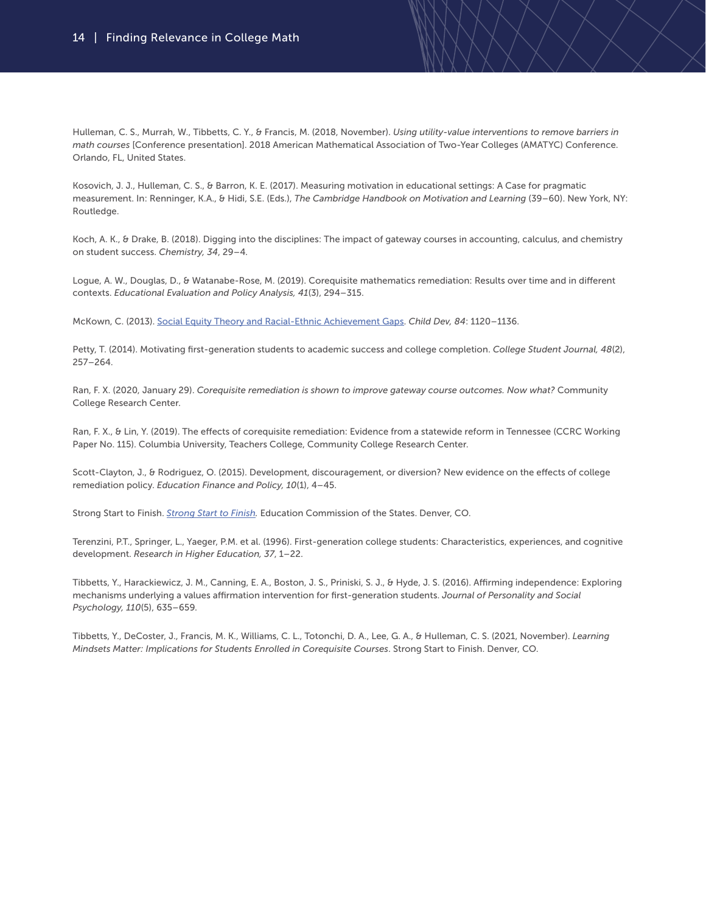Hulleman, C. S., Murrah, W., Tibbetts, C. Y., & Francis, M. (2018, November). *Using utility-value interventions to remove barriers in math courses* [Conference presentation]. 2018 American Mathematical Association of Two-Year Colleges (AMATYC) Conference. Orlando, FL, United States.

Kosovich, J. J., Hulleman, C. S., & Barron, K. E. (2017). Measuring motivation in educational settings: A Case for pragmatic measurement. In: Renninger, K.A., & Hidi, S.E. (Eds.), *The Cambridge Handbook on Motivation and Learning* (39–60). New York, NY: Routledge.

Koch, A. K., & Drake, B. (2018). Digging into the disciplines: The impact of gateway courses in accounting, calculus, and chemistry on student success. *Chemistry, 34*, 29–4.

Logue, A. W., Douglas, D., & Watanabe-Rose, M. (2019). Corequisite mathematics remediation: Results over time and in different contexts. *Educational Evaluation and Policy Analysis, 41*(3), 294–315.

McKown, C. (2013). [Social Equity Theory and Racial-Ethnic Achievement Gaps](). *Child Dev, 84*: 1120–1136.

Petty, T. (2014). Motivating first-generation students to academic success and college completion. *College Student Journal, 48*(2), 257–264.

Ran, F. X. (2020, January 29). *Corequisite remediation is shown to improve gateway course outcomes. Now what?* Community College Research Center.

Ran, F. X., & Lin, Y. (2019). The effects of corequisite remediation: Evidence from a statewide reform in Tennessee (CCRC Working Paper No. 115). Columbia University, Teachers College, Community College Research Center.

Scott-Clayton, J., & Rodriguez, O. (2015). Development, discouragement, or diversion? New evidence on the effects of college remediation policy. *Education Finance and Policy, 10*(1), 4–45.

Strong Start to Finish. *[Strong Start to Finish]().* Education Commission of the States. Denver, CO.

Terenzini, P.T., Springer, L., Yaeger, P.M. et al. (1996). First-generation college students: Characteristics, experiences, and cognitive development. *Research in Higher Education, 37*, 1–22.

Tibbetts, Y., Harackiewicz, J. M., Canning, E. A., Boston, J. S., Priniski, S. J., & Hyde, J. S. (2016). Affirming independence: Exploring mechanisms underlying a values affirmation intervention for first-generation students. *Journal of Personality and Social Psychology, 110*(5), 635–659.

Tibbetts, Y., DeCoster, J., Francis, M. K., Williams, C. L., Totonchi, D. A., Lee, G. A., & Hulleman, C. S. (2021, November). *Learning Mindsets Matter: Implications for Students Enrolled in Corequisite Courses*. Strong Start to Finish. Denver, CO.